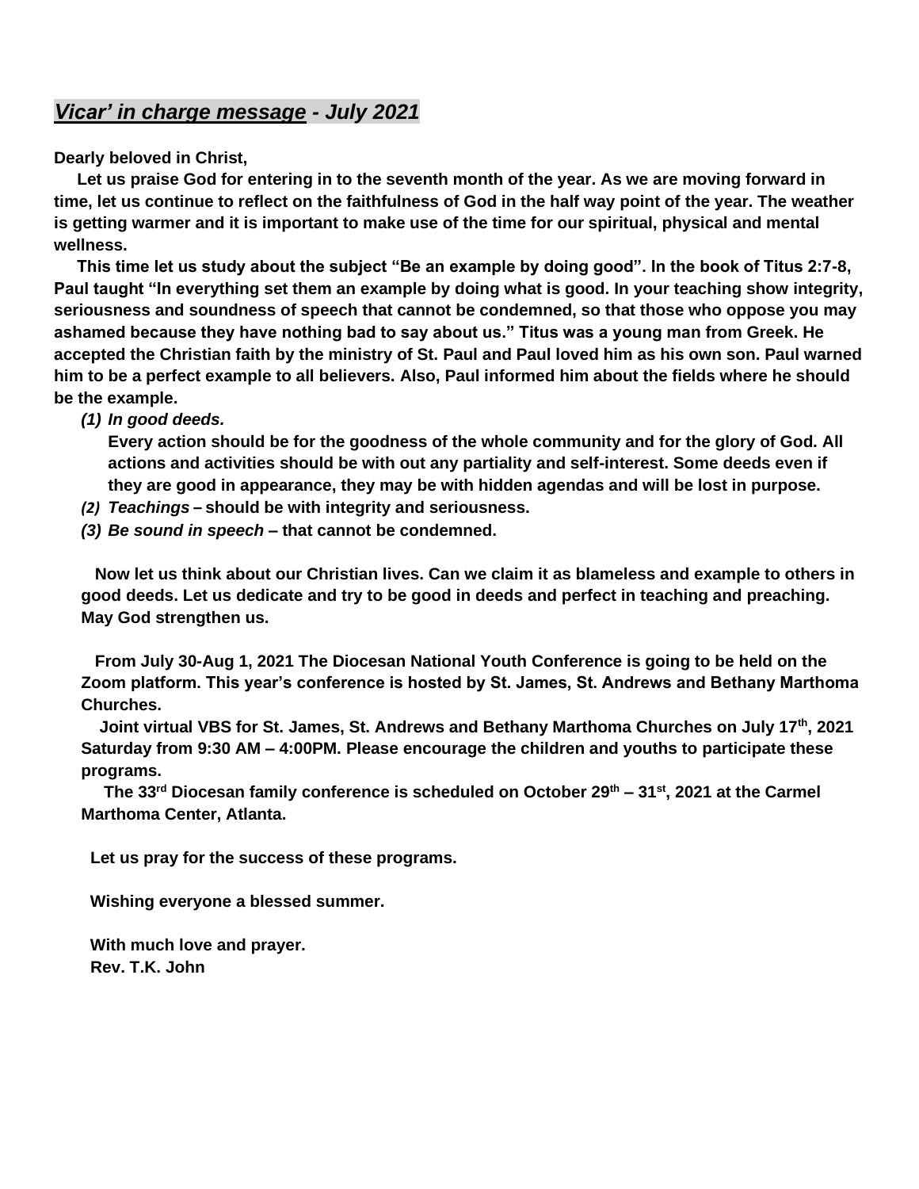## *Vicar' in charge message - July 2021*

**Dearly beloved in Christ,**

**Let us praise God for entering in to the seventh month of the year. As we are moving forward in time, let us continue to reflect on the faithfulness of God in the half way point of the year. The weather is getting warmer and it is important to make use of the time for our spiritual, physical and mental wellness.**

**This time let us study about the subject "Be an example by doing good". In the book of Titus 2:7-8, Paul taught "In everything set them an example by doing what is good. In your teaching show integrity, seriousness and soundness of speech that cannot be condemned, so that those who oppose you may ashamed because they have nothing bad to say about us." Titus was a young man from Greek. He accepted the Christian faith by the ministry of St. Paul and Paul loved him as his own son. Paul warned him to be a perfect example to all believers. Also, Paul informed him about the fields where he should be the example.**

***(1) In good deeds.***
**Every action should be for the goodness of the whole community and for the glory of God. All actions and activities should be with out any partiality and self-interest. Some deeds even if they are good in appearance, they may be with hidden agendas and will be lost in purpose.**

***(2) Teachings* – should be with integrity and seriousness.**

***(3) Be sound in speech* – that cannot be condemned.**

**Now let us think about our Christian lives. Can we claim it as blameless and example to others in good deeds. Let us dedicate and try to be good in deeds and perfect in teaching and preaching. May God strengthen us.**

**From July 30-Aug 1, 2021 The Diocesan National Youth Conference is going to be held on the Zoom platform. This year's conference is hosted by St. James, St. Andrews and Bethany Marthoma Churches.**

**Joint virtual VBS for St. James, St. Andrews and Bethany Marthoma Churches on July 17th, 2021 Saturday from 9:30 AM – 4:00PM. Please encourage the children and youths to participate these programs.**

**The 33rd Diocesan family conference is scheduled on October 29th – 31st, 2021 at the Carmel Marthoma Center, Atlanta.**

**Let us pray for the success of these programs.**

**Wishing everyone a blessed summer.**

**With much love and prayer.**
**Rev. T.K. John**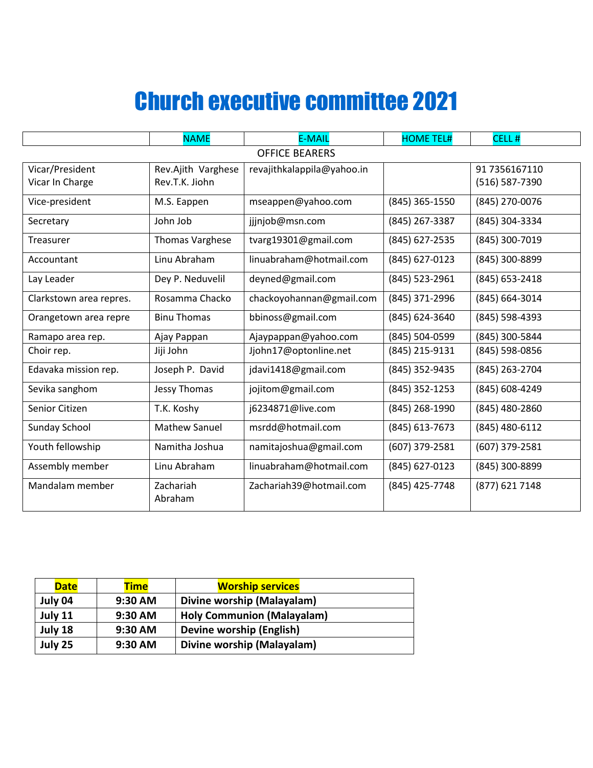# Church executive committee 2021

| | NAME | E-MAIL | HOME TEL# | CELL # |
|---|---|---|---|---|
| OFFICE BEARERS | | | | |
| Vicar/President<br>Vicar In Charge | Rev.Ajith Varghese<br>Rev.T.K. Jiohn | revajithkalappila@yahoo.in | | 91 7356167110<br>(516) 587-7390 |
| Vice-president | M.S. Eappen | mseappen@yahoo.com | (845) 365-1550 | (845) 270-0076 |
| Secretary | John Job | jjjnjob@msn.com | (845) 267-3387 | (845) 304-3334 |
| Treasurer | Thomas Varghese | tvarg19301@gmail.com | (845) 627-2535 | (845) 300-7019 |
| Accountant | Linu Abraham | linuabraham@hotmail.com | (845) 627-0123 | (845) 300-8899 |
| Lay Leader | Dey P. Neduvelil | deyned@gmail.com | (845) 523-2961 | (845) 653-2418 |
| Clarkstown area repres. | Rosamma Chacko | chackoyohannan@gmail.com | (845) 371-2996 | (845) 664-3014 |
| Orangetown area repre | Binu Thomas | bbinoss@gmail.com | (845) 624-3640 | (845) 598-4393 |
| Ramapo area rep. | Ajay Pappan | Ajaypappan@yahoo.com | (845) 504-0599 | (845) 300-5844 |
| Choir rep. | Jiji John | Jjohn17@optonline.net | (845) 215-9131 | (845) 598-0856 |
| Edavaka mission rep. | Joseph P. David | jdavi1418@gmail.com | (845) 352-9435 | (845) 263-2704 |
| Sevika sanghom | Jessy Thomas | jojitom@gmail.com | (845) 352-1253 | (845) 608-4249 |
| Senior Citizen | T.K. Koshy | j6234871@live.com | (845) 268-1990 | (845) 480-2860 |
| Sunday School | Mathew Sanuel | msrdd@hotmail.com | (845) 613-7673 | (845) 480-6112 |
| Youth fellowship | Namitha Joshua | namitajoshua@gmail.com | (607) 379-2581 | (607) 379-2581 |
| Assembly member | Linu Abraham | linuabraham@hotmail.com | (845) 627-0123 | (845) 300-8899 |
| Mandalam member | Zachariah Abraham | Zachariah39@hotmail.com | (845) 425-7748 | (877) 621 7148 |

| Date | Time | Worship services |
|---|---|---|
| **July 04** | **9:30 AM** | **Divine worship (Malayalam)** |
| **July 11** | **9:30 AM** | **Holy Communion (Malayalam)** |
| **July 18** | **9:30 AM** | **Devine worship (English)** |
| **July 25** | **9:30 AM** | **Divine worship (Malayalam)** |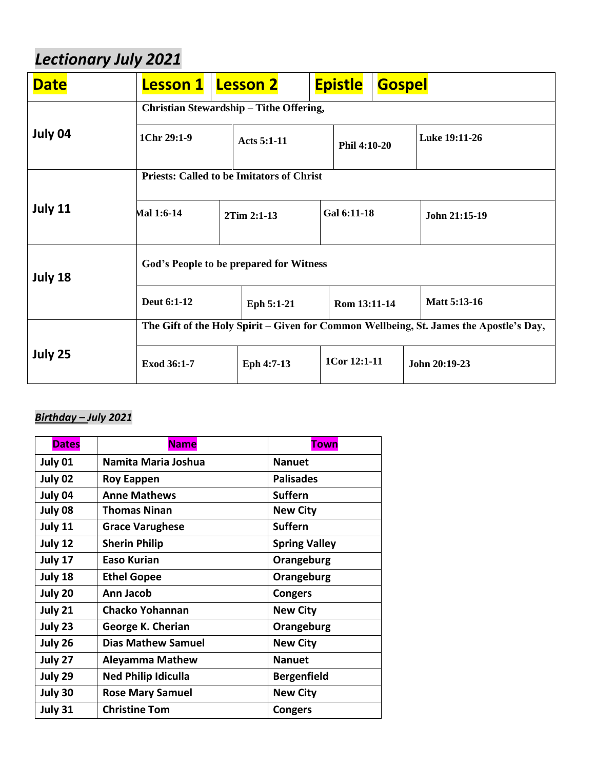## *Lectionary July 2021*

| Date | Lesson 1 | Lesson 2 | Epistle | Gospel |
|---|---|---|---|---|
| July 04 | **Christian Stewardship – Tithe Offering,** | | | |
| | 1Chr 29:1-9 | Acts 5:1-11 | Phil 4:10-20 | Luke 19:11-26 |
| July 11 | **Priests: Called to be Imitators of Christ** | | | |
| | Mal 1:6-14 | 2Tim 2:1-13 | Gal 6:11-18 | John 21:15-19 |
| July 18 | **God's People to be prepared for Witness** | | | |
| | Deut 6:1-12 | Eph 5:1-21 | Rom 13:11-14 | Matt 5:13-16 |
| July 25 | **The Gift of the Holy Spirit – Given for Common Wellbeing, St. James the Apostle's Day,** | | | |
| | Exod 36:1-7 | Eph 4:7-13 | 1Cor 12:1-11 | John 20:19-23 |

### *Birthday – July 2021*

| Dates | Name | Town |
|---|---|---|
| July 01 | Namita Maria Joshua | Nanuet |
| July 02 | Roy Eappen | Palisades |
| July 04 | Anne Mathews | Suffern |
| July 08 | Thomas Ninan | New City |
| July 11 | Grace Varughese | Suffern |
| July 12 | Sherin Philip | Spring Valley |
| July 17 | Easo Kurian | Orangeburg |
| July 18 | Ethel Gopee | Orangeburg |
| July 20 | Ann Jacob | Congers |
| July 21 | Chacko Yohannan | New City |
| July 23 | George K. Cherian | Orangeburg |
| July 26 | Dias Mathew Samuel | New City |
| July 27 | Aleyamma Mathew | Nanuet |
| July 29 | Ned Philip Idiculla | Bergenfield |
| July 30 | Rose Mary Samuel | New City |
| July 31 | Christine Tom | Congers |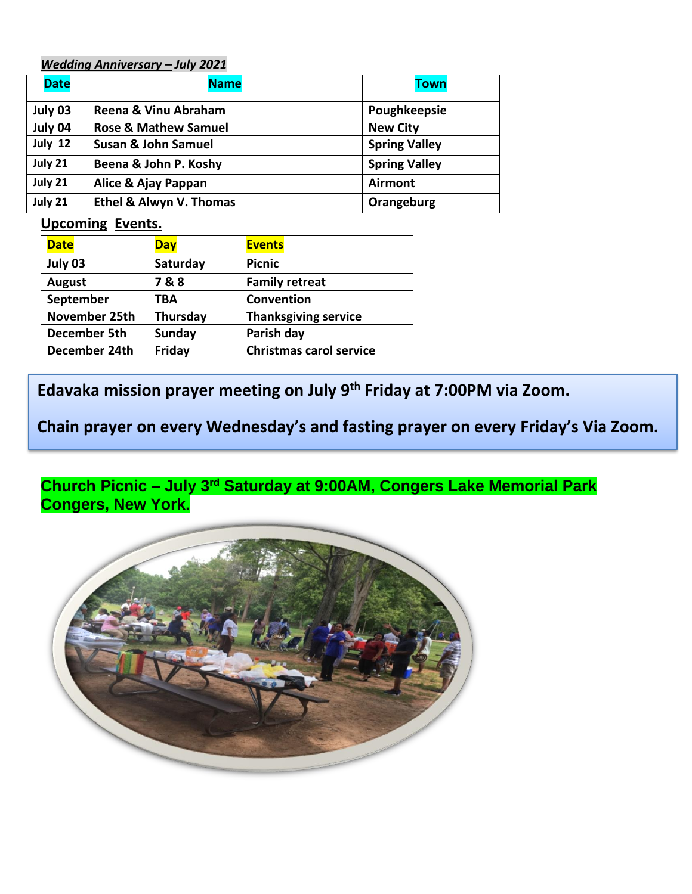***Wedding Anniversary – July 2021***

| Date | Name | Town |
| --- | --- | --- |
| July 03 | Reena & Vinu Abraham | Poughkeepsie |
| July 04 | Rose & Mathew Samuel | New City |
| July 12 | Susan & John Samuel | Spring Valley |
| July 21 | Beena & John P. Koshy | Spring Valley |
| July 21 | Alice & Ajay Pappan | Airmont |
| July 21 | Ethel & Alwyn V. Thomas | Orangeburg |

## Upcoming Events.

| Date | Day | Events |
| --- | --- | --- |
| July 03 | Saturday | Picnic |
| August | 7 & 8 | Family retreat |
| September | TBA | Convention |
| November 25th | Thursday | Thanksgiving service |
| December 5th | Sunday | Parish day |
| December 24th | Friday | Christmas carol service |

**Edavaka mission prayer meeting on July 9th Friday at 7:00PM via Zoom.**

**Chain prayer on every Wednesday's and fasting prayer on every Friday's Via Zoom.**

**Church Picnic – July 3rd Saturday at 9:00AM, Congers Lake Memorial Park Congers, New York.**